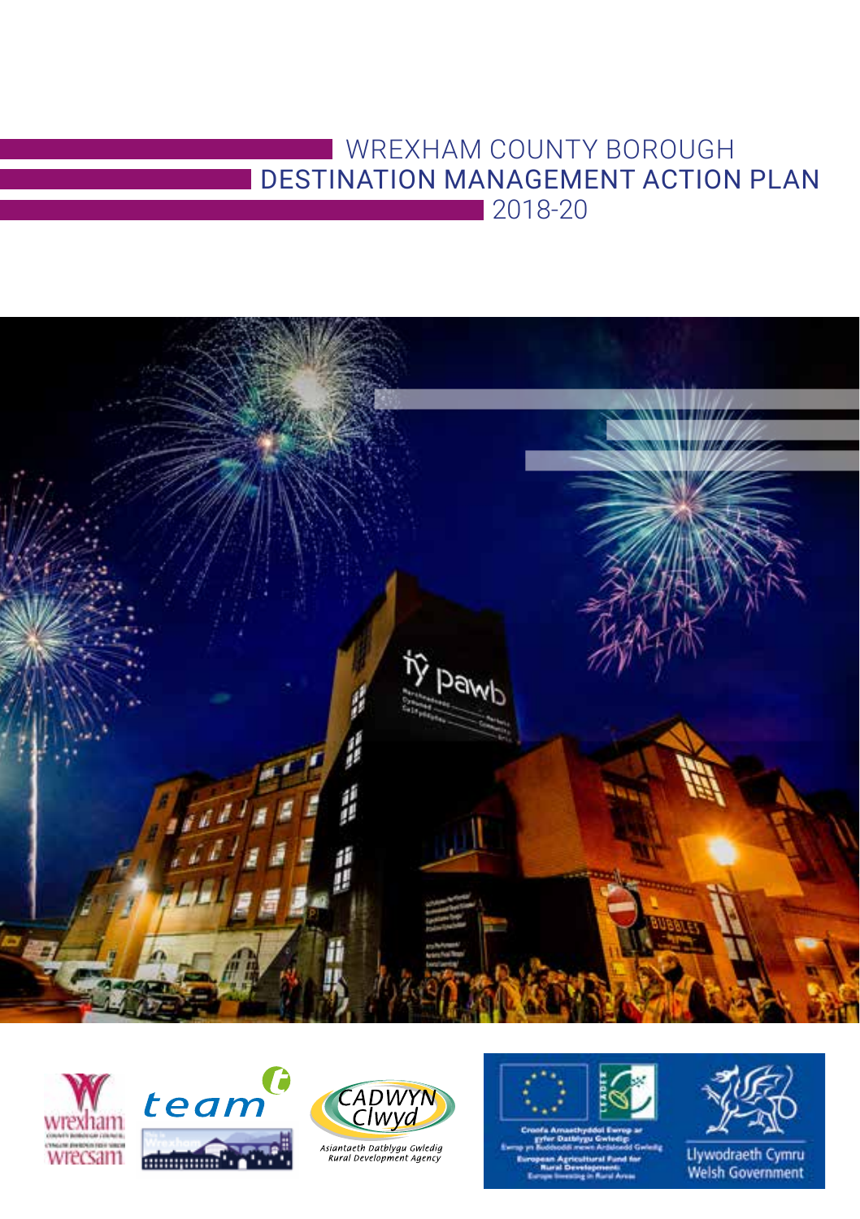# WREXHAM COUNTY BOROUGH DESTINATION MANAGEMENT ACTION PLAN 2018-20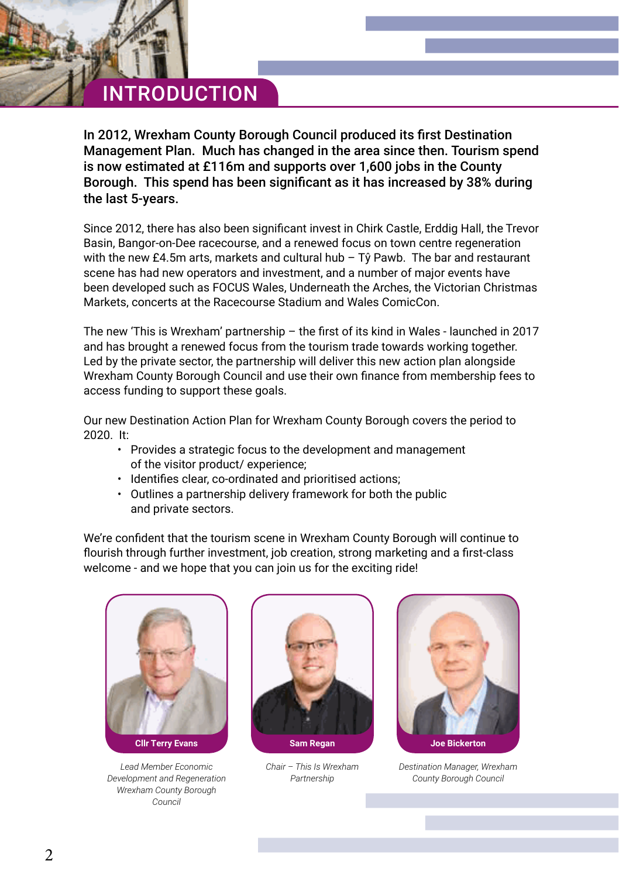# INTRODUCTION

**In 2012, Wrexham County Borough Council produced its first Destination Management Plan. Much has changed in the area since then. Tourism spend is now estimated at £116m and supports over 1,600 jobs in the County Borough. This spend has been significant as it has increased by 38% during the last 5-years.**

Since 2012, there has also been significant invest in Chirk Castle, Erddig Hall, the Trevor Basin, Bangor-on-Dee racecourse, and a renewed focus on town centre regeneration with the new £4.5m arts, markets and cultural hub – Tŷ Pawb. The bar and restaurant scene has had new operators and investment, and a number of major events have been developed such as FOCUS Wales, Underneath the Arches, the Victorian Christmas Markets, concerts at the Racecourse Stadium and Wales ComicCon.

The new 'This is Wrexham' partnership – the first of its kind in Wales - launched in 2017 and has brought a renewed focus from the tourism trade towards working together. Led by the private sector, the partnership will deliver this new action plan alongside Wrexham County Borough Council and use their own finance from membership fees to access funding to support these goals.

Our new Destination Action Plan for Wrexham County Borough covers the period to 2020. It:

- Provides a strategic focus to the development and management of the visitor product/ experience;
- Identifies clear, co-ordinated and prioritised actions;
- Outlines a partnership delivery framework for both the public and private sectors.

We're confident that the tourism scene in Wrexham County Borough will continue to flourish through further investment, job creation, strong marketing and a first-class welcome - and we hope that you can join us for the exciting ride!

**Cllr Terry Evans**

*Lead Member Economic Development and Regeneration Wrexham County Borough Council*

**Sam Regan**

*Chair – This Is Wrexham Partnership*

**Joe Bickerton**

*Destination Manager, Wrexham County Borough Council*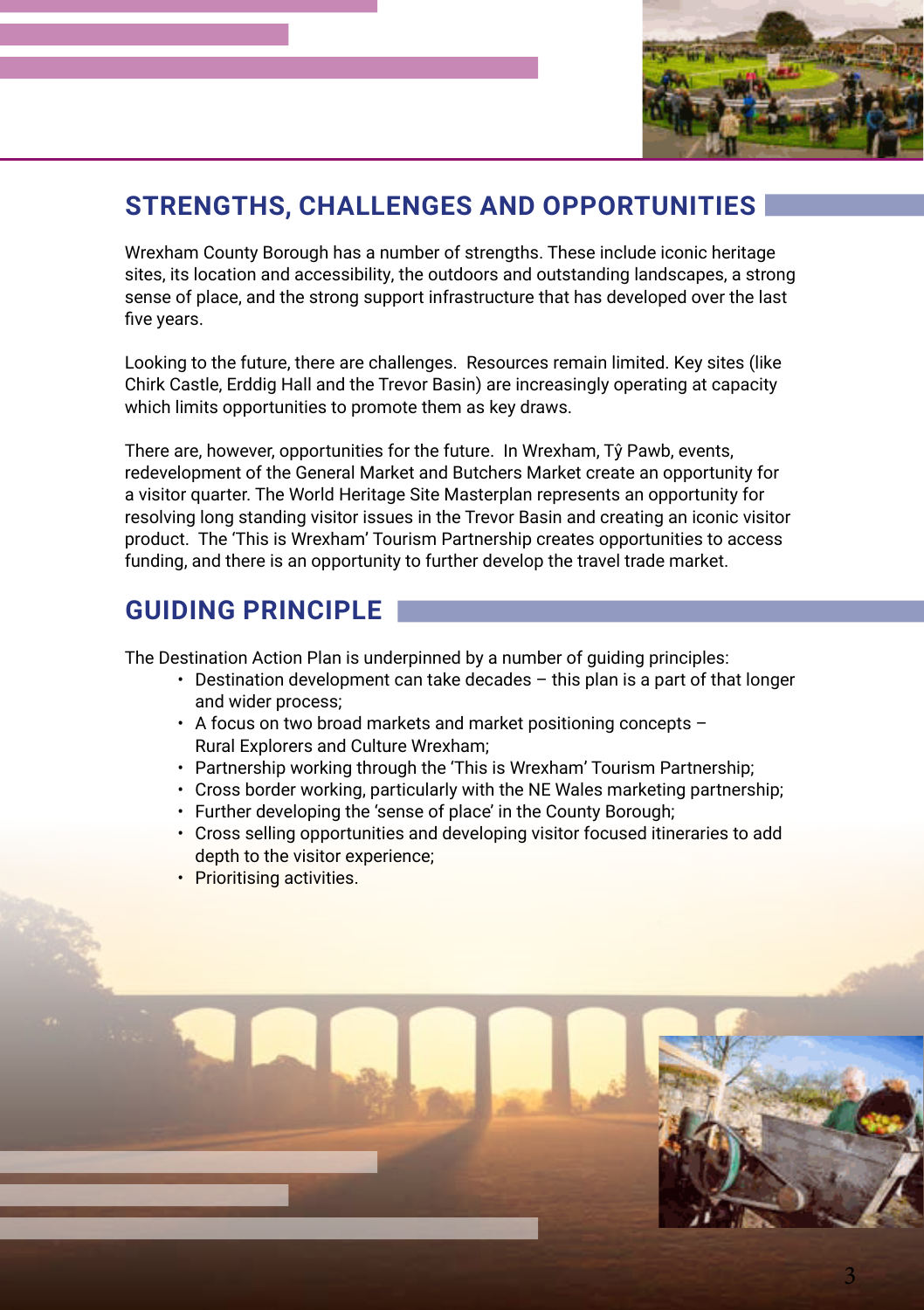## STRENGTHS, CHALLENGES AND OPPORTUNITIES

Wrexham County Borough has a number of strengths. These include iconic heritage sites, its location and accessibility, the outdoors and outstanding landscapes, a strong sense of place, and the strong support infrastructure that has developed over the last five years.

Looking to the future, there are challenges. Resources remain limited. Key sites (like Chirk Castle, Erddig Hall and the Trevor Basin) are increasingly operating at capacity which limits opportunities to promote them as key draws.

There are, however, opportunities for the future. In Wrexham, Tŷ Pawb, events, redevelopment of the General Market and Butchers Market create an opportunity for a visitor quarter. The World Heritage Site Masterplan represents an opportunity for resolving long standing visitor issues in the Trevor Basin and creating an iconic visitor product. The 'This is Wrexham' Tourism Partnership creates opportunities to access funding, and there is an opportunity to further develop the travel trade market.

## GUIDING PRINCIPLE

The Destination Action Plan is underpinned by a number of guiding principles:

- Destination development can take decades – this plan is a part of that longer and wider process;
- A focus on two broad markets and market positioning concepts – Rural Explorers and Culture Wrexham;
- Partnership working through the 'This is Wrexham' Tourism Partnership;
- Cross border working, particularly with the NE Wales marketing partnership;
- Further developing the 'sense of place' in the County Borough;
- Cross selling opportunities and developing visitor focused itineraries to add depth to the visitor experience;
- Prioritising activities.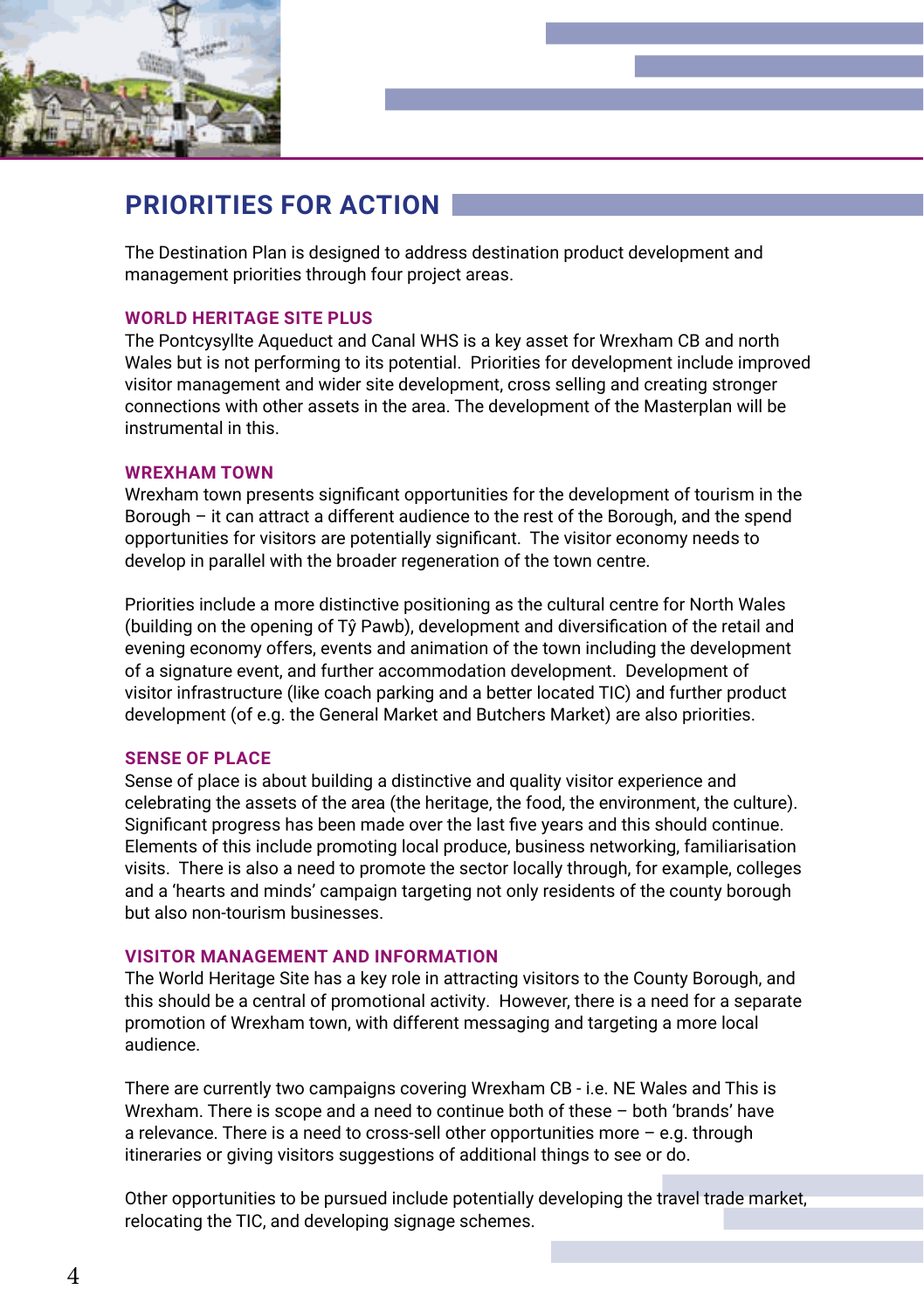# PRIORITIES FOR ACTION

The Destination Plan is designed to address destination product development and management priorities through four project areas.

### WORLD HERITAGE SITE PLUS

The Pontcysyllte Aqueduct and Canal WHS is a key asset for Wrexham CB and north Wales but is not performing to its potential. Priorities for development include improved visitor management and wider site development, cross selling and creating stronger connections with other assets in the area. The development of the Masterplan will be instrumental in this.

### WREXHAM TOWN

Wrexham town presents significant opportunities for the development of tourism in the Borough – it can attract a different audience to the rest of the Borough, and the spend opportunities for visitors are potentially significant. The visitor economy needs to develop in parallel with the broader regeneration of the town centre.

Priorities include a more distinctive positioning as the cultural centre for North Wales (building on the opening of Tŷ Pawb), development and diversification of the retail and evening economy offers, events and animation of the town including the development of a signature event, and further accommodation development. Development of visitor infrastructure (like coach parking and a better located TIC) and further product development (of e.g. the General Market and Butchers Market) are also priorities.

### SENSE OF PLACE

Sense of place is about building a distinctive and quality visitor experience and celebrating the assets of the area (the heritage, the food, the environment, the culture). Significant progress has been made over the last five years and this should continue. Elements of this include promoting local produce, business networking, familiarisation visits. There is also a need to promote the sector locally through, for example, colleges and a 'hearts and minds' campaign targeting not only residents of the county borough but also non-tourism businesses.

### VISITOR MANAGEMENT AND INFORMATION

The World Heritage Site has a key role in attracting visitors to the County Borough, and this should be a central of promotional activity. However, there is a need for a separate promotion of Wrexham town, with different messaging and targeting a more local audience.

There are currently two campaigns covering Wrexham CB - i.e. NE Wales and This is Wrexham. There is scope and a need to continue both of these – both 'brands' have a relevance. There is a need to cross-sell other opportunities more – e.g. through itineraries or giving visitors suggestions of additional things to see or do.

Other opportunities to be pursued include potentially developing the travel trade market, relocating the TIC, and developing signage schemes.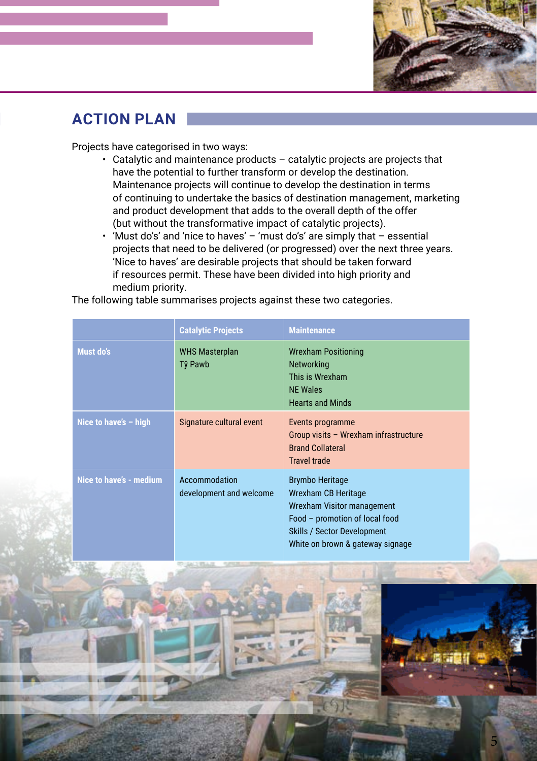## ACTION PLAN

Projects have categorised in two ways:

- Catalytic and maintenance products – catalytic projects are projects that have the potential to further transform or develop the destination. Maintenance projects will continue to develop the destination in terms of continuing to undertake the basics of destination management, marketing and product development that adds to the overall depth of the offer (but without the transformative impact of catalytic projects).
- 'Must do's' and 'nice to haves' – 'must do's' are simply that – essential projects that need to be delivered (or progressed) over the next three years. 'Nice to haves' are desirable projects that should be taken forward if resources permit. These have been divided into high priority and medium priority.

The following table summarises projects against these two categories.

| | Catalytic Projects | Maintenance |
|---|---|---|
| Must do's | WHS Masterplan<br>Tŷ Pawb | Wrexham Positioning<br>Networking<br>This is Wrexham<br>NE Wales<br>Hearts and Minds |
| Nice to have's – high | Signature cultural event | Events programme<br>Group visits – Wrexham infrastructure<br>Brand Collateral<br>Travel trade |
| Nice to have's - medium | Accommodation development and welcome | Brymbo Heritage<br>Wrexham CB Heritage<br>Wrexham Visitor management<br>Food – promotion of local food<br>Skills / Sector Development<br>White on brown & gateway signage |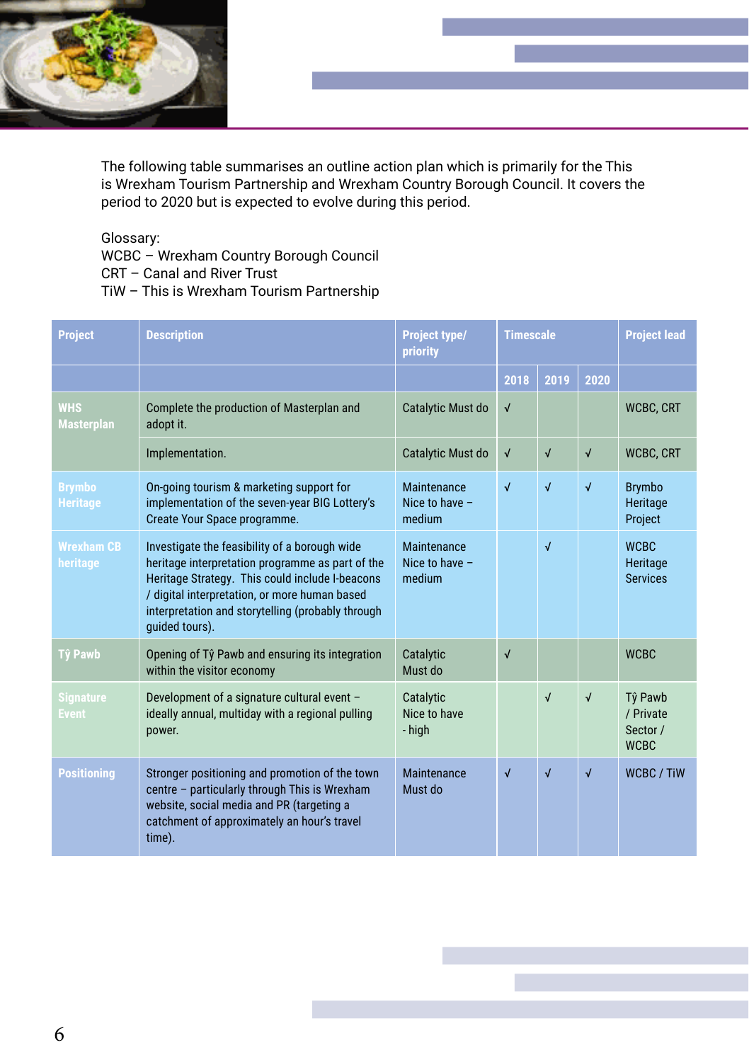The following table summarises an outline action plan which is primarily for the This is Wrexham Tourism Partnership and Wrexham Country Borough Council. It covers the period to 2020 but is expected to evolve during this period.

Glossary:
WCBC – Wrexham Country Borough Council
CRT – Canal and River Trust
TiW – This is Wrexham Tourism Partnership

| Project | Description | Project type/ priority | Timescale | | | Project lead |
|---|---|---|---|---|---|---|
| | | | 2018 | 2019 | 2020 | |
| WHS Masterplan | Complete the production of Masterplan and adopt it. | Catalytic Must do | √ | | | WCBC, CRT |
| | Implementation. | Catalytic Must do | √ | √ | √ | WCBC, CRT |
| Brymbo Heritage | On-going tourism & marketing support for implementation of the seven-year BIG Lottery's Create Your Space programme. | Maintenance Nice to have – medium | √ | √ | √ | Brymbo Heritage Project |
| Wrexham CB heritage | Investigate the feasibility of a borough wide heritage interpretation programme as part of the Heritage Strategy. This could include I-beacons / digital interpretation, or more human based interpretation and storytelling (probably through guided tours). | Maintenance Nice to have – medium | | √ | | WCBC Heritage Services |
| Tŷ Pawb | Opening of Tŷ Pawb and ensuring its integration within the visitor economy | Catalytic Must do | √ | | | WCBC |
| Signature Event | Development of a signature cultural event – ideally annual, multiday with a regional pulling power. | Catalytic Nice to have - high | | √ | √ | Tŷ Pawb / Private Sector / WCBC |
| Positioning | Stronger positioning and promotion of the town centre – particularly through This is Wrexham website, social media and PR (targeting a catchment of approximately an hour's travel time). | Maintenance Must do | √ | √ | √ | WCBC / TiW |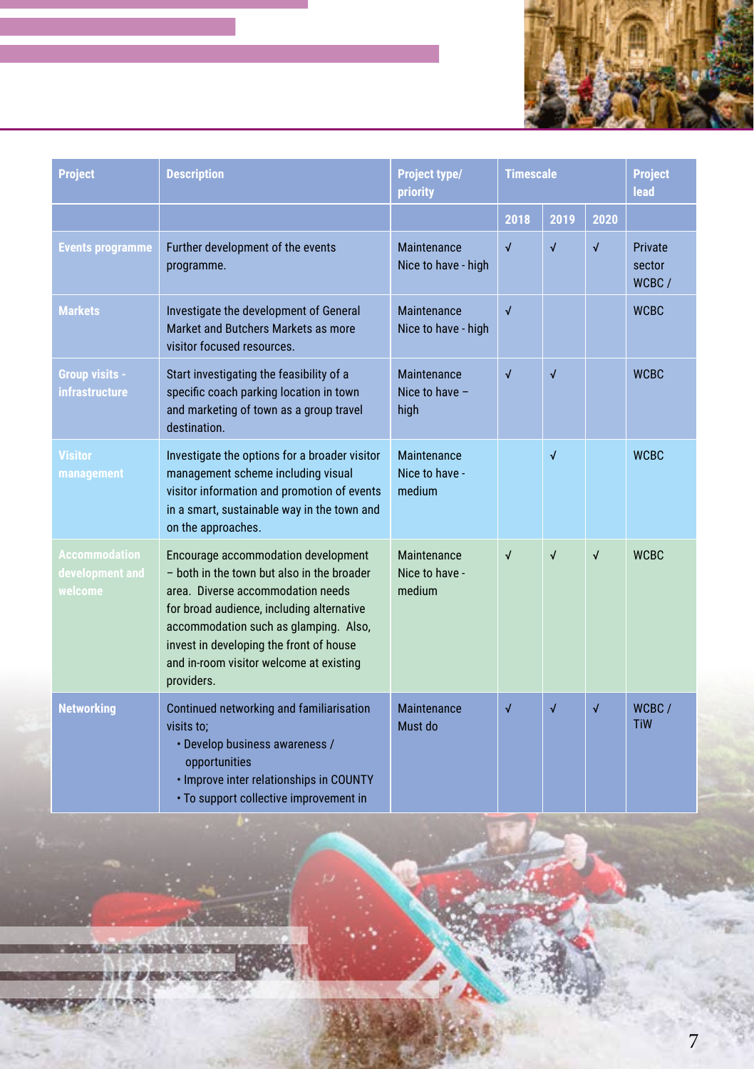| Project | Description | Project type/ priority | Timescale | | | Project lead |
|---|---|---|---|---|---|---|
| | | | 2018 | 2019 | 2020 | |
| Events programme | Further development of the events programme. | Maintenance Nice to have - high | √ | √ | √ | Private sector WCBC / |
| Markets | Investigate the development of General Market and Butchers Markets as more visitor focused resources. | Maintenance Nice to have - high | √ | | | WCBC |
| Group visits - infrastructure | Start investigating the feasibility of a specific coach parking location in town and marketing of town as a group travel destination. | Maintenance Nice to have – high | √ | √ | | WCBC |
| Visitor management | Investigate the options for a broader visitor management scheme including visual visitor information and promotion of events in a smart, sustainable way in the town and on the approaches. | Maintenance Nice to have - medium | | √ | | WCBC |
| Accommodation development and welcome | Encourage accommodation development – both in the town but also in the broader area. Diverse accommodation needs for broad audience, including alternative accommodation such as glamping. Also, invest in developing the front of house and in-room visitor welcome at existing providers. | Maintenance Nice to have - medium | √ | √ | √ | WCBC |
| Networking | Continued networking and familiarisation visits to; • Develop business awareness / opportunities • Improve inter relationships in COUNTY • To support collective improvement in | Maintenance Must do | √ | √ | √ | WCBC / TiW |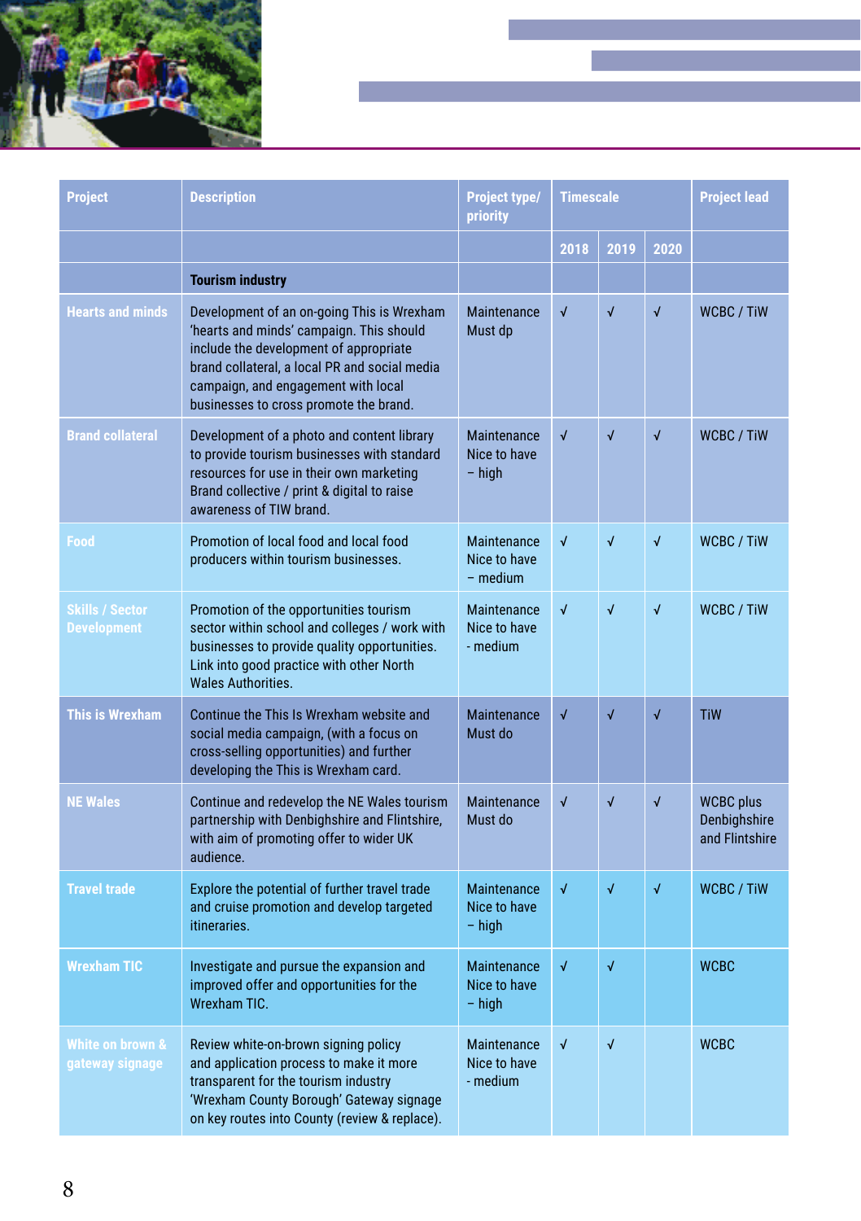| Project | Description | Project type/ priority | Timescale | | | Project lead |
|---|---|---|---|---|---|---|
| | | | 2018 | 2019 | 2020 | |
| | **Tourism industry** | | | | | |
| Hearts and minds | Development of an on-going This is Wrexham 'hearts and minds' campaign. This should include the development of appropriate brand collateral, a local PR and social media campaign, and engagement with local businesses to cross promote the brand. | Maintenance Must dp | √ | √ | √ | WCBC / TiW |
| Brand collateral | Development of a photo and content library to provide tourism businesses with standard resources for use in their own marketing Brand collective / print & digital to raise awareness of TIW brand. | Maintenance Nice to have – high | √ | √ | √ | WCBC / TiW |
| Food | Promotion of local food and local food producers within tourism businesses. | Maintenance Nice to have – medium | √ | √ | √ | WCBC / TiW |
| Skills / Sector Development | Promotion of the opportunities tourism sector within school and colleges / work with businesses to provide quality opportunities. Link into good practice with other North Wales Authorities. | Maintenance Nice to have - medium | √ | √ | √ | WCBC / TiW |
| This is Wrexham | Continue the This Is Wrexham website and social media campaign, (with a focus on cross-selling opportunities) and further developing the This is Wrexham card. | Maintenance Must do | √ | √ | √ | TiW |
| NE Wales | Continue and redevelop the NE Wales tourism partnership with Denbighshire and Flintshire, with aim of promoting offer to wider UK audience. | Maintenance Must do | √ | √ | √ | WCBC plus Denbighshire and Flintshire |
| Travel trade | Explore the potential of further travel trade and cruise promotion and develop targeted itineraries. | Maintenance Nice to have – high | √ | √ | √ | WCBC / TiW |
| Wrexham TIC | Investigate and pursue the expansion and improved offer and opportunities for the Wrexham TIC. | Maintenance Nice to have – high | √ | √ | | WCBC |
| White on brown & gateway signage | Review white-on-brown signing policy and application process to make it more transparent for the tourism industry 'Wrexham County Borough' Gateway signage on key routes into County (review & replace). | Maintenance Nice to have - medium | √ | √ | | WCBC |